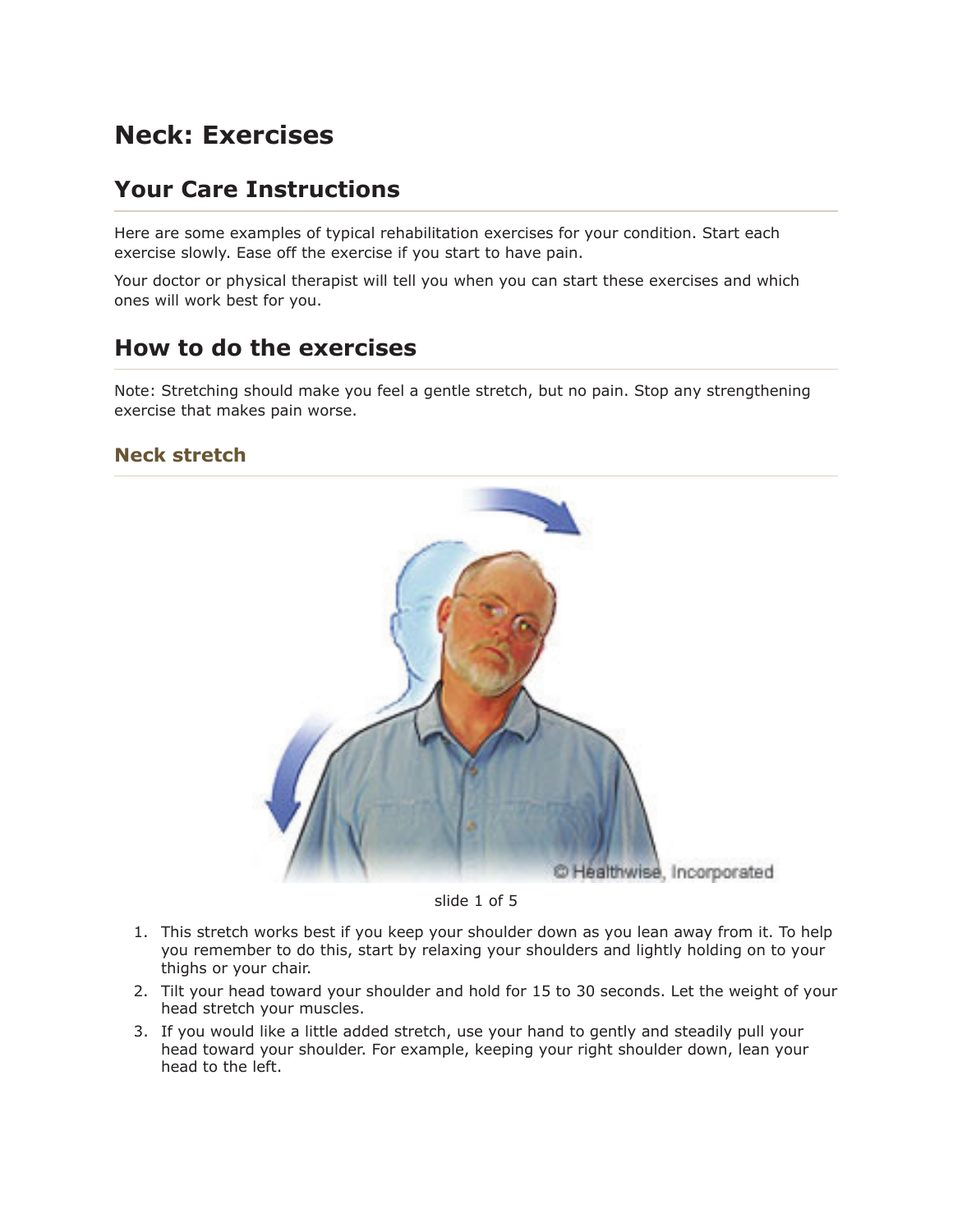# Neck: Exercises

## Your Care Instructions

Here are some examples of typical rehabilitation exercises for your condition. Start each exercise slowly. Ease off the exercise if you start to have pain.

Your doctor or physical therapist will tell you when you can start these exercises and which ones will work best for you.

## How to do the exercises

Note: Stretching should make you feel a gentle stretch, but no pain. Stop any strengthening exercise that makes pain worse.

### Neck stretch

slide 1 of 5

1. This stretch works best if you keep your shoulder down as you lean away from it. To help you remember to do this, start by relaxing your shoulders and lightly holding on to your thighs or your chair.
2. Tilt your head toward your shoulder and hold for 15 to 30 seconds. Let the weight of your head stretch your muscles.
3. If you would like a little added stretch, use your hand to gently and steadily pull your head toward your shoulder. For example, keeping your right shoulder down, lean your head to the left.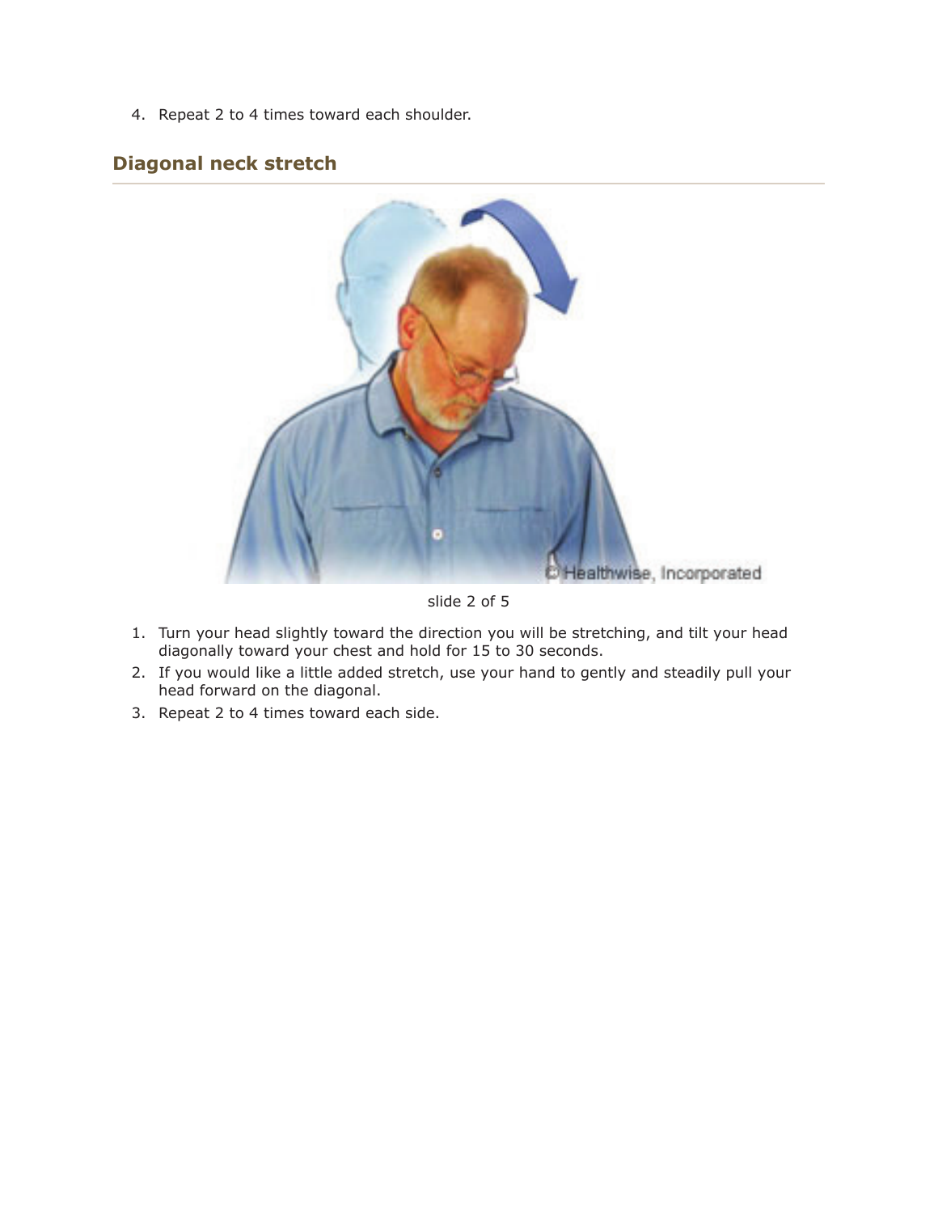4. Repeat 2 to 4 times toward each shoulder.

## Diagonal neck stretch

slide 2 of 5

1. Turn your head slightly toward the direction you will be stretching, and tilt your head diagonally toward your chest and hold for 15 to 30 seconds.
2. If you would like a little added stretch, use your hand to gently and steadily pull your head forward on the diagonal.
3. Repeat 2 to 4 times toward each side.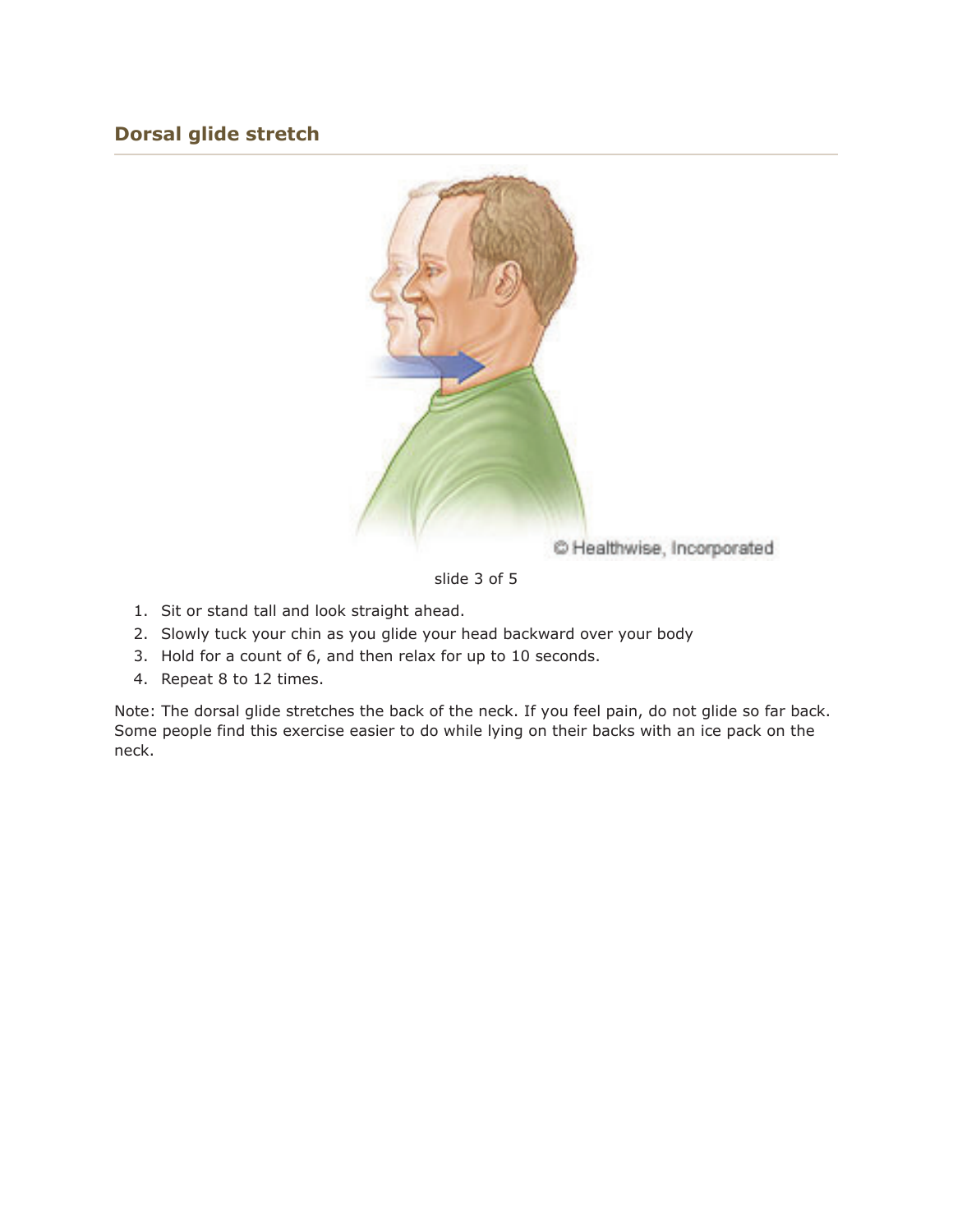## Dorsal glide stretch

1. Sit or stand tall and look straight ahead.
2. Slowly tuck your chin as you glide your head backward over your body
3. Hold for a count of 6, and then relax for up to 10 seconds.
4. Repeat 8 to 12 times.

Note: The dorsal glide stretches the back of the neck. If you feel pain, do not glide so far back. Some people find this exercise easier to do while lying on their backs with an ice pack on the neck.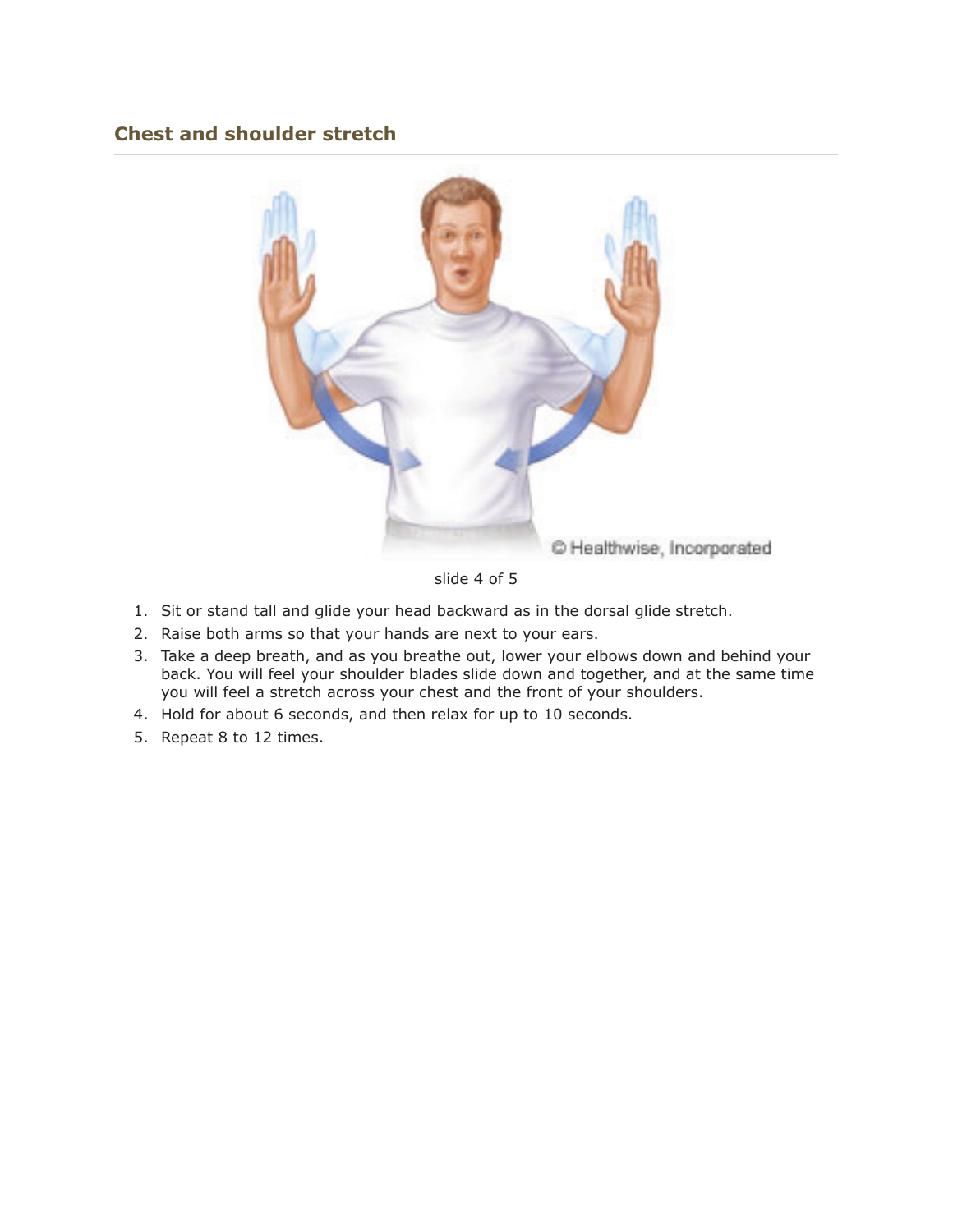## Chest and shoulder stretch

slide 4 of 5

1. Sit or stand tall and glide your head backward as in the dorsal glide stretch.
2. Raise both arms so that your hands are next to your ears.
3. Take a deep breath, and as you breathe out, lower your elbows down and behind your back. You will feel your shoulder blades slide down and together, and at the same time you will feel a stretch across your chest and the front of your shoulders.
4. Hold for about 6 seconds, and then relax for up to 10 seconds.
5. Repeat 8 to 12 times.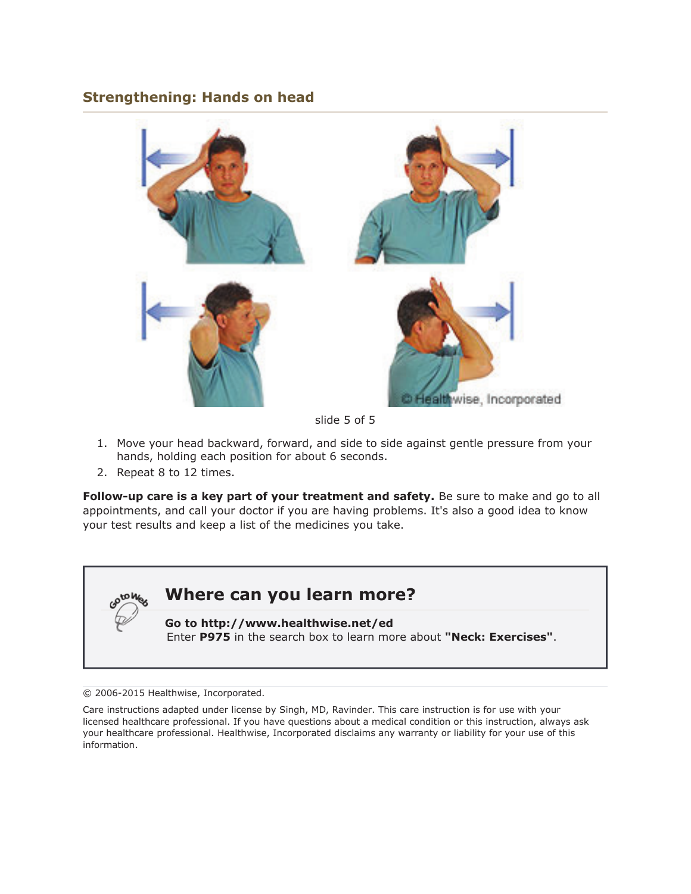## Strengthening: Hands on head

slide 5 of 5

1. Move your head backward, forward, and side to side against gentle pressure from your hands, holding each position for about 6 seconds.
2. Repeat 8 to 12 times.

**Follow-up care is a key part of your treatment and safety.** Be sure to make and go to all appointments, and call your doctor if you are having problems. It's also a good idea to know your test results and keep a list of the medicines you take.

## Where can you learn more?

**Go to http://www.healthwise.net/ed**
Enter **P975** in the search box to learn more about **"Neck: Exercises"**.

© 2006-2015 Healthwise, Incorporated.

Care instructions adapted under license by Singh, MD, Ravinder. This care instruction is for use with your licensed healthcare professional. If you have questions about a medical condition or this instruction, always ask your healthcare professional. Healthwise, Incorporated disclaims any warranty or liability for your use of this information.